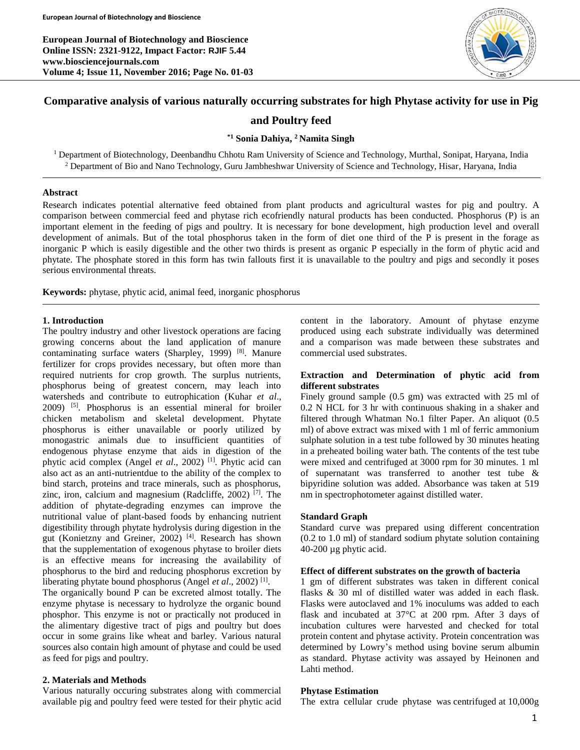# Comparative analysis of various naturally occurring substrates for high Phytase activity for use in Pig and Poultry feed

**[*1] Sonia Dahiya, [2] Namita Singh**

[1] Department of Biotechnology, Deenbandhu Chhotu Ram University of Science and Technology, Murthal, Sonipat, Haryana, India
[2] Department of Bio and Nano Technology, Guru Jambheshwar University of Science and Technology, Hisar, Haryana, India

### Abstract

Research indicates potential alternative feed obtained from plant products and agricultural wastes for pig and poultry. A comparison between commercial feed and phytase rich ecofriendly natural products has been conducted. Phosphorus (P) is an important element in the feeding of pigs and poultry. It is necessary for bone development, high production level and overall development of animals. But of the total phosphorus taken in the form of diet one third of the P is present in the forage as inorganic P which is easily digestible and the other two thirds is present as organic P especially in the form of phytic acid and phytate. The phosphate stored in this form has twin fallouts first it is unavailable to the poultry and pigs and secondly it poses serious environmental threats.

**Keywords:** phytase, phytic acid, animal feed, inorganic phosphorus

## 1. Introduction

The poultry industry and other livestock operations are facing growing concerns about the land application of manure contaminating surface waters (Sharpley, 1999) [8]. Manure fertilizer for crops provides necessary, but often more than required nutrients for crop growth. The surplus nutrients, phosphorus being of greatest concern, may leach into watersheds and contribute to eutrophication (Kuhar *et al*., 2009) [5]. Phosphorus is an essential mineral for broiler chicken metabolism and skeletal development. Phytate phosphorus is either unavailable or poorly utilized by monogastric animals due to insufficient quantities of endogenous phytase enzyme that aids in digestion of the phytic acid complex (Angel *et al*., 2002) [1]. Phytic acid can also act as an anti-nutrientdue to the ability of the complex to bind starch, proteins and trace minerals, such as phosphorus, zinc, iron, calcium and magnesium (Radcliffe, 2002) [7]. The addition of phytate-degrading enzymes can improve the nutritional value of plant-based foods by enhancing nutrient digestibility through phytate hydrolysis during digestion in the gut (Konietzny and Greiner, 2002) [4]. Research has shown that the supplementation of exogenous phytase to broiler diets is an effective means for increasing the availability of phosphorus to the bird and reducing phosphorus excretion by liberating phytate bound phosphorus (Angel *et al*., 2002) [1].

The organically bound P can be excreted almost totally. The enzyme phytase is necessary to hydrolyze the organic bound phosphor. This enzyme is not or practically not produced in the alimentary digestive tract of pigs and poultry but does occur in some grains like wheat and barley. Various natural sources also contain high amount of phytase and could be used as feed for pigs and poultry.

## 2. Materials and Methods

Various naturally occuring substrates along with commercial available pig and poultry feed were tested for their phytic acid content in the laboratory. Amount of phytase enzyme produced using each substrate individually was determined and a comparison was made between these substrates and commercial used substrates.

### Extraction and Determination of phytic acid from different substrates

Finely ground sample (0.5 gm) was extracted with 25 ml of 0.2 N HCL for 3 hr with continuous shaking in a shaker and filtered through Whatman No.1 filter Paper. An aliquot (0.5 ml) of above extract was mixed with 1 ml of ferric ammonium sulphate solution in a test tube followed by 30 minutes heating in a preheated boiling water bath. The contents of the test tube were mixed and centrifuged at 3000 rpm for 30 minutes. 1 ml of supernatant was transferred to another test tube & bipyridine solution was added. Absorbance was taken at 519 nm in spectrophotometer against distilled water.

### Standard Graph

Standard curve was prepared using different concentration (0.2 to 1.0 ml) of standard sodium phytate solution containing 40-200 µg phytic acid.

### Effect of different substrates on the growth of bacteria

1 gm of different substrates was taken in different conical flasks & 30 ml of distilled water was added in each flask. Flasks were autoclaved and 1% inoculums was added to each flask and incubated at 37°C at 200 rpm. After 3 days of incubation cultures were harvested and checked for total protein content and phytase activity. Protein concentration was determined by Lowry's method using bovine serum albumin as standard. Phytase activity was assayed by Heinonen and Lahti method.

### Phytase Estimation

The extra cellular crude phytase was centrifuged at 10,000g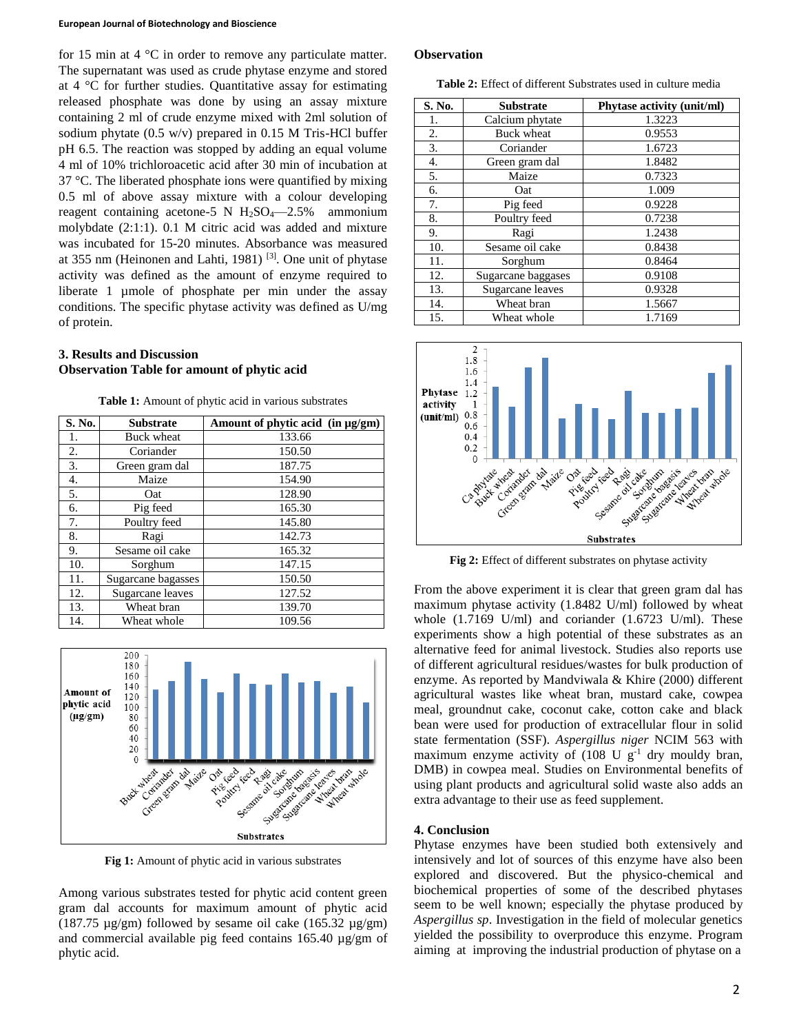for 15 min at 4 °C in order to remove any particulate matter. The supernatant was used as crude phytase enzyme and stored at 4 °C for further studies. Quantitative assay for estimating released phosphate was done by using an assay mixture containing 2 ml of crude enzyme mixed with 2ml solution of sodium phytate (0.5 w/v) prepared in 0.15 M Tris-HCl buffer pH 6.5. The reaction was stopped by adding an equal volume 4 ml of 10% trichloroacetic acid after 30 min of incubation at 37 °C. The liberated phosphate ions were quantified by mixing 0.5 ml of above assay mixture with a colour developing reagent containing acetone-5 N $H_2SO_4$—2.5% ammonium molybdate (2:1:1). 0.1 M citric acid was added and mixture was incubated for 15-20 minutes. Absorbance was measured at 355 nm (Heinonen and Lahti, 1981) [3]. One unit of phytase activity was defined as the amount of enzyme required to liberate 1 µmole of phosphate per min under the assay conditions. The specific phytase activity was defined as U/mg of protein.

## 3. Results and Discussion

### Observation Table for amount of phytic acid

**Table 1:** Amount of phytic acid in various substrates

| S. No. | Substrate | Amount of phytic acid (in µg/gm) |
|---|---|---|
| 1. | Buck wheat | 133.66 |
| 2. | Coriander | 150.50 |
| 3. | Green gram dal | 187.75 |
| 4. | Maize | 154.90 |
| 5. | Oat | 128.90 |
| 6. | Pig feed | 165.30 |
| 7. | Poultry feed | 145.80 |
| 8. | Ragi | 142.73 |
| 9. | Sesame oil cake | 165.32 |
| 10. | Sorghum | 147.15 |
| 11. | Sugarcane bagasses | 150.50 |
| 12. | Sugarcane leaves | 127.52 |
| 13. | Wheat bran | 139.70 |
| 14. | Wheat whole | 109.56 |

**Fig 1:** Amount of phytic acid in various substrates

Among various substrates tested for phytic acid content green gram dal accounts for maximum amount of phytic acid (187.75 µg/gm) followed by sesame oil cake (165.32 µg/gm) and commercial available pig feed contains 165.40 µg/gm of phytic acid.

### Observation

**Table 2:** Effect of different Substrates used in culture media

| S. No. | Substrate | Phytase activity (unit/ml) |
|---|---|---|
| 1. | Calcium phytate | 1.3223 |
| 2. | Buck wheat | 0.9553 |
| 3. | Coriander | 1.6723 |
| 4. | Green gram dal | 1.8482 |
| 5. | Maize | 0.7323 |
| 6. | Oat | 1.009 |
| 7. | Pig feed | 0.9228 |
| 8. | Poultry feed | 0.7238 |
| 9. | Ragi | 1.2438 |
| 10. | Sesame oil cake | 0.8438 |
| 11. | Sorghum | 0.8464 |
| 12. | Sugarcane baggases | 0.9108 |
| 13. | Sugarcane leaves | 0.9328 |
| 14. | Wheat bran | 1.5667 |
| 15. | Wheat whole | 1.7169 |

**Fig 2:** Effect of different substrates on phytase activity

From the above experiment it is clear that green gram dal has maximum phytase activity (1.8482 U/ml) followed by wheat whole (1.7169 U/ml) and coriander (1.6723 U/ml). These experiments show a high potential of these substrates as an alternative feed for animal livestock. Studies also reports use of different agricultural residues/wastes for bulk production of enzyme. As reported by Mandviwala & Khire (2000) different agricultural wastes like wheat bran, mustard cake, cowpea meal, groundnut cake, coconut cake, cotton cake and black bean were used for production of extracellular flour in solid state fermentation (SSF). *Aspergillus niger* NCIM 563 with maximum enzyme activity of (108 U $g^{-1}$ dry mouldy bran, DMB) in cowpea meal. Studies on Environmental benefits of using plant products and agricultural solid waste also adds an extra advantage to their use as feed supplement.

## 4. Conclusion

Phytase enzymes have been studied both extensively and intensively and lot of sources of this enzyme have also been explored and discovered. But the physico-chemical and biochemical properties of some of the described phytases seem to be well known; especially the phytase produced by *Aspergillus sp*. Investigation in the field of molecular genetics yielded the possibility to overproduce this enzyme. Program aiming at improving the industrial production of phytase on a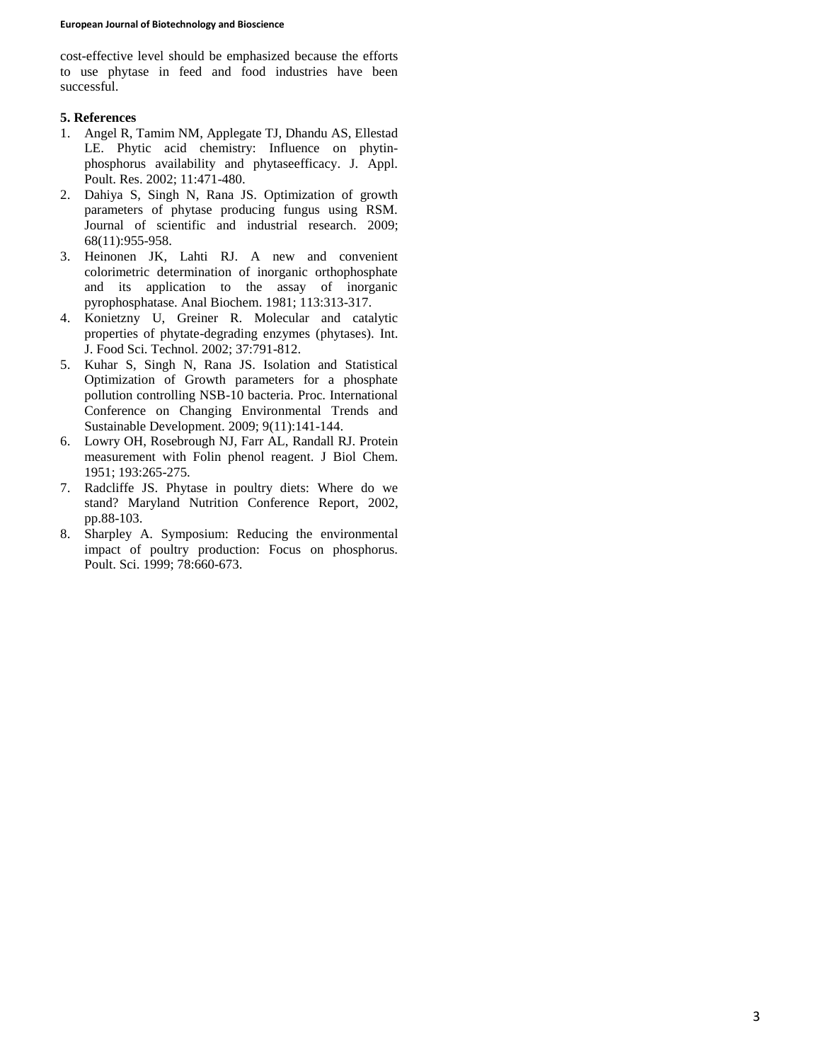cost-effective level should be emphasized because the efforts to use phytase in feed and food industries have been successful.

## 5. References

1. Angel R, Tamim NM, Applegate TJ, Dhandu AS, Ellestad LE. Phytic acid chemistry: Influence on phytin-phosphorus availability and phytaseefficacy. J. Appl. Poult. Res. 2002; 11:471-480.
2. Dahiya S, Singh N, Rana JS. Optimization of growth parameters of phytase producing fungus using RSM. Journal of scientific and industrial research. 2009; 68(11):955-958.
3. Heinonen JK, Lahti RJ. A new and convenient colorimetric determination of inorganic orthophosphate and its application to the assay of inorganic pyrophosphatase. Anal Biochem. 1981; 113:313-317.
4. Konietzny U, Greiner R. Molecular and catalytic properties of phytate-degrading enzymes (phytases). Int. J. Food Sci. Technol. 2002; 37:791-812.
5. Kuhar S, Singh N, Rana JS. Isolation and Statistical Optimization of Growth parameters for a phosphate pollution controlling NSB-10 bacteria. Proc. International Conference on Changing Environmental Trends and Sustainable Development. 2009; 9(11):141-144.
6. Lowry OH, Rosebrough NJ, Farr AL, Randall RJ. Protein measurement with Folin phenol reagent. J Biol Chem. 1951; 193:265-275.
7. Radcliffe JS. Phytase in poultry diets: Where do we stand? Maryland Nutrition Conference Report, 2002, pp.88-103.
8. Sharpley A. Symposium: Reducing the environmental impact of poultry production: Focus on phosphorus. Poult. Sci. 1999; 78:660-673.